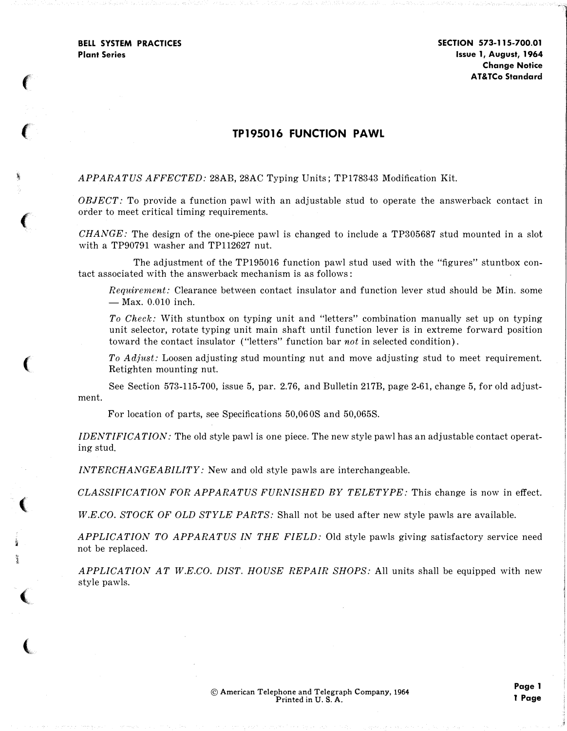BELL SYSTEM PRACTICES
Plant Series

SECTION 573-115-700.01
Issue 1, August, 1964
Change Notice
AT&TCo Standard

# TP195016 FUNCTION PAWL

*APPARATUS AFFECTED:* 28AB, 28AC Typing Units; TP178343 Modification Kit.

*OBJECT:* To provide a function pawl with an adjustable stud to operate the answerback contact in order to meet critical timing requirements.

*CHANGE:* The design of the one-piece pawl is changed to include a TP305687 stud mounted in a slot with a TP90791 washer and TP112627 nut.

The adjustment of the TP195016 function pawl stud used with the "figures" stuntbox contact associated with the answerback mechanism is as follows:

*Requirement:* Clearance between contact insulator and function lever stud should be Min. some — Max. 0.010 inch.

*To Check:* With stuntbox on typing unit and "letters" combination manually set up on typing unit selector, rotate typing unit main shaft until function lever is in extreme forward position toward the contact insulator ("letters" function bar *not* in selected condition).

*To Adjust:* Loosen adjusting stud mounting nut and move adjusting stud to meet requirement. Retighten mounting nut.

See Section 573-115-700, issue 5, par. 2.76, and Bulletin 217B, page 2-61, change 5, for old adjustment.

For location of parts, see Specifications 50,060S and 50,065S.

*IDENTIFICATION:* The old style pawl is one piece. The new style pawl has an adjustable contact operating stud.

*INTERCHANGEABILITY:* New and old style pawls are interchangeable.

*CLASSIFICATION FOR APPARATUS FURNISHED BY TELETYPE:* This change is now in effect.

*W.E.CO. STOCK OF OLD STYLE PARTS:* Shall not be used after new style pawls are available.

*APPLICATION TO APPARATUS IN THE FIELD:* Old style pawls giving satisfactory service need not be replaced.

*APPLICATION AT W.E.CO. DIST. HOUSE REPAIR SHOPS:* All units shall be equipped with new style pawls.

© American Telephone and Telegraph Company, 1964
Printed in U. S. A.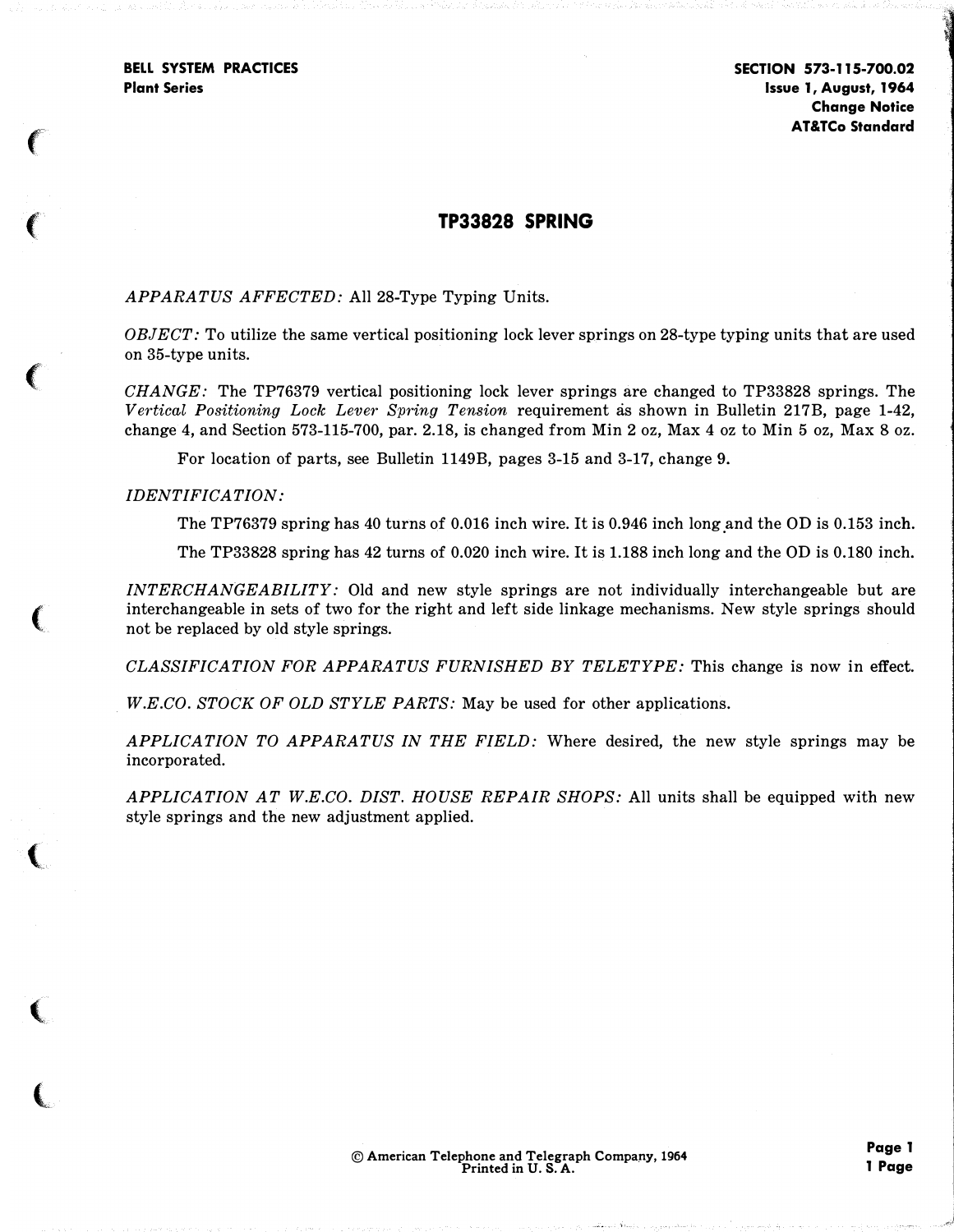BELL SYSTEM PRACTICES
Plant Series

SECTION 573-115-700.02
Issue 1, August, 1964
Change Notice
AT&TCo Standard

# TP33828 SPRING

*APPARATUS AFFECTED:* All 28-Type Typing Units.

*OBJECT:* To utilize the same vertical positioning lock lever springs on 28-type typing units that are used on 35-type units.

*CHANGE:* The TP76379 vertical positioning lock lever springs are changed to TP33828 springs. The *Vertical Positioning Lock Lever Spring Tension* requirement as shown in Bulletin 217B, page 1-42, change 4, and Section 573-115-700, par. 2.18, is changed from Min 2 oz, Max 4 oz to Min 5 oz, Max 8 oz.

For location of parts, see Bulletin 1149B, pages 3-15 and 3-17, change 9.

*IDENTIFICATION:*

The TP76379 spring has 40 turns of 0.016 inch wire. It is 0.946 inch long and the OD is 0.153 inch.

The TP33828 spring has 42 turns of 0.020 inch wire. It is 1.188 inch long and the OD is 0.180 inch.

*INTERCHANGEABILITY:* Old and new style springs are not individually interchangeable but are interchangeable in sets of two for the right and left side linkage mechanisms. New style springs should not be replaced by old style springs.

*CLASSIFICATION FOR APPARATUS FURNISHED BY TELETYPE:* This change is now in effect.

*W.E.CO. STOCK OF OLD STYLE PARTS:* May be used for other applications.

*APPLICATION TO APPARATUS IN THE FIELD:* Where desired, the new style springs may be incorporated.

*APPLICATION AT W.E.CO. DIST. HOUSE REPAIR SHOPS:* All units shall be equipped with new style springs and the new adjustment applied.

© American Telephone and Telegraph Company, 1964
Printed in U. S. A.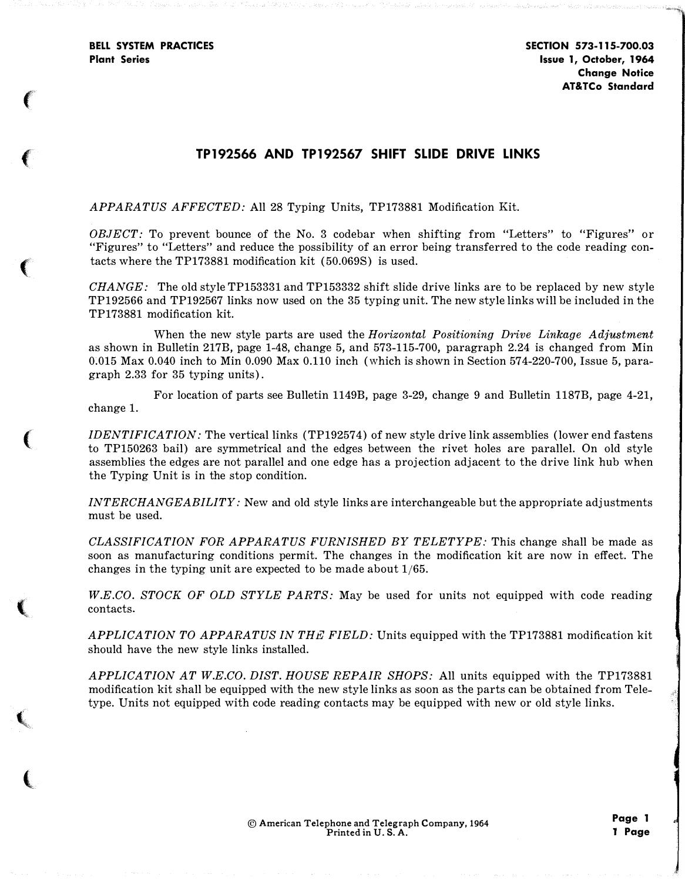BELL SYSTEM PRACTICES
Plant Series

SECTION 573-115-700.03
Issue 1, October, 1964
Change Notice
AT&TCo Standard

# TP192566 AND TP192567 SHIFT SLIDE DRIVE LINKS

*APPARATUS AFFECTED:* All 28 Typing Units, TP173881 Modification Kit.

*OBJECT:* To prevent bounce of the No. 3 codebar when shifting from "Letters" to "Figures" or "Figures" to "Letters" and reduce the possibility of an error being transferred to the code reading contacts where the TP173881 modification kit (50.069S) is used.

*CHANGE:* The old style TP153331 and TP153332 shift slide drive links are to be replaced by new style TP192566 and TP192567 links now used on the 35 typing unit. The new style links will be included in the TP173881 modification kit.

When the new style parts are used the *Horizontal Positioning Drive Linkage Adjustment* as shown in Bulletin 217B, page 1-48, change 5, and 573-115-700, paragraph 2.24 is changed from Min 0.015 Max 0.040 inch to Min 0.090 Max 0.110 inch (which is shown in Section 574-220-700, Issue 5, paragraph 2.33 for 35 typing units).

For location of parts see Bulletin 1149B, page 3-29, change 9 and Bulletin 1187B, page 4-21, change 1.

*IDENTIFICATION:* The vertical links (TP192574) of new style drive link assemblies (lower end fastens to TP150263 bail) are symmetrical and the edges between the rivet holes are parallel. On old style assemblies the edges are not parallel and one edge has a projection adjacent to the drive link hub when the Typing Unit is in the stop condition.

*INTERCHANGEABILITY:* New and old style links are interchangeable but the appropriate adjustments must be used.

*CLASSIFICATION FOR APPARATUS FURNISHED BY TELETYPE:* This change shall be made as soon as manufacturing conditions permit. The changes in the modification kit are now in effect. The changes in the typing unit are expected to be made about 1/65.

*W.E.CO. STOCK OF OLD STYLE PARTS:* May be used for units not equipped with code reading contacts.

*APPLICATION TO APPARATUS IN THE FIELD:* Units equipped with the TP173881 modification kit should have the new style links installed.

*APPLICATION AT W.E.CO. DIST. HOUSE REPAIR SHOPS:* All units equipped with the TP173881 modification kit shall be equipped with the new style links as soon as the parts can be obtained from Teletype. Units not equipped with code reading contacts may be equipped with new or old style links.

© American Telephone and Telegraph Company, 1964
Printed in U. S. A.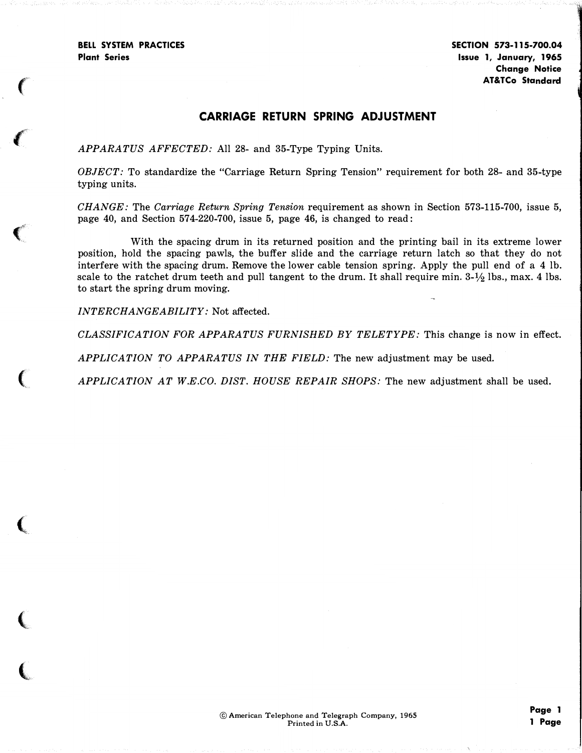BELL SYSTEM PRACTICES
Plant Series

SECTION 573-115-700.04
Issue 1, January, 1965
Change Notice
AT&TCo Standard

# CARRIAGE RETURN SPRING ADJUSTMENT

*APPARATUS AFFECTED:* All 28- and 35-Type Typing Units.

*OBJECT:* To standardize the "Carriage Return Spring Tension" requirement for both 28- and 35-type typing units.

*CHANGE:* The *Carriage Return Spring Tension* requirement as shown in Section 573-115-700, issue 5, page 40, and Section 574-220-700, issue 5, page 46, is changed to read:

With the spacing drum in its returned position and the printing bail in its extreme lower position, hold the spacing pawls, the buffer slide and the carriage return latch so that they do not interfere with the spacing drum. Remove the lower cable tension spring. Apply the pull end of a 4 lb. scale to the ratchet drum teeth and pull tangent to the drum. It shall require min. 3-½ lbs., max. 4 lbs. to start the spring drum moving.

*INTERCHANGEABILITY:* Not affected.

*CLASSIFICATION FOR APPARATUS FURNISHED BY TELETYPE:* This change is now in effect.

*APPLICATION TO APPARATUS IN THE FIELD:* The new adjustment may be used.

*APPLICATION AT W.E.CO. DIST. HOUSE REPAIR SHOPS:* The new adjustment shall be used.

© American Telephone and Telegraph Company, 1965
Printed in U.S.A.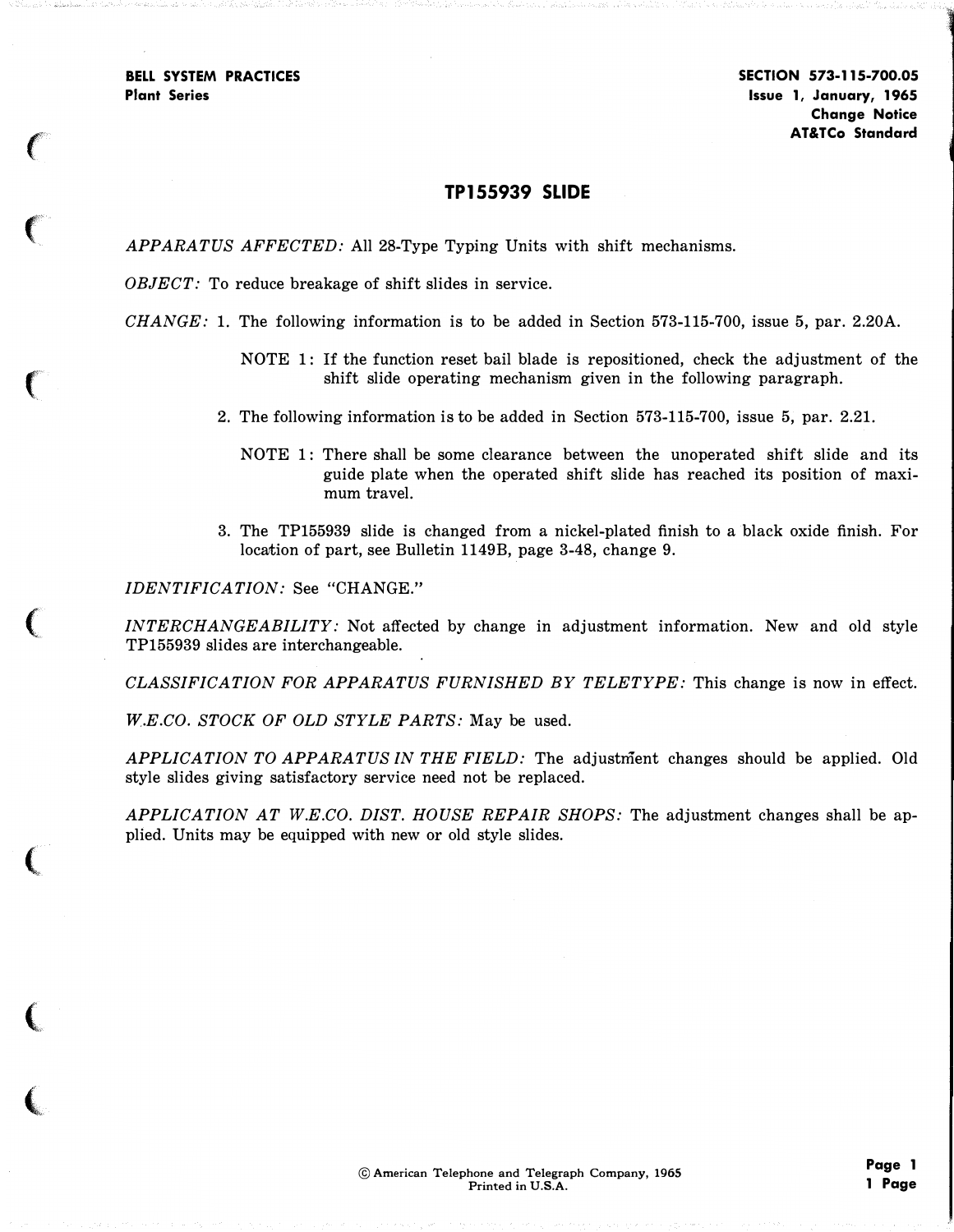BELL SYSTEM PRACTICES
Plant Series

SECTION 573-115-700.05
Issue 1, January, 1965
Change Notice
AT&TCo Standard

# TP155939 SLIDE

*APPARATUS AFFECTED:* All 28-Type Typing Units with shift mechanisms.

*OBJECT:* To reduce breakage of shift slides in service.

*CHANGE:* 1. The following information is to be added in Section 573-115-700, issue 5, par. 2.20A.

NOTE 1: If the function reset bail blade is repositioned, check the adjustment of the shift slide operating mechanism given in the following paragraph.

2. The following information is to be added in Section 573-115-700, issue 5, par. 2.21.

NOTE 1: There shall be some clearance between the unoperated shift slide and its guide plate when the operated shift slide has reached its position of maximum travel.

3. The TP155939 slide is changed from a nickel-plated finish to a black oxide finish. For location of part, see Bulletin 1149B, page 3-48, change 9.

*IDENTIFICATION:* See "CHANGE."

*INTERCHANGEABILITY:* Not affected by change in adjustment information. New and old style TP155939 slides are interchangeable.

*CLASSIFICATION FOR APPARATUS FURNISHED BY TELETYPE:* This change is now in effect.

*W.E.CO. STOCK OF OLD STYLE PARTS:* May be used.

*APPLICATION TO APPARATUS IN THE FIELD:* The adjustment changes should be applied. Old style slides giving satisfactory service need not be replaced.

*APPLICATION AT W.E.CO. DIST. HOUSE REPAIR SHOPS:* The adjustment changes shall be applied. Units may be equipped with new or old style slides.

© American Telephone and Telegraph Company, 1965
Printed in U.S.A.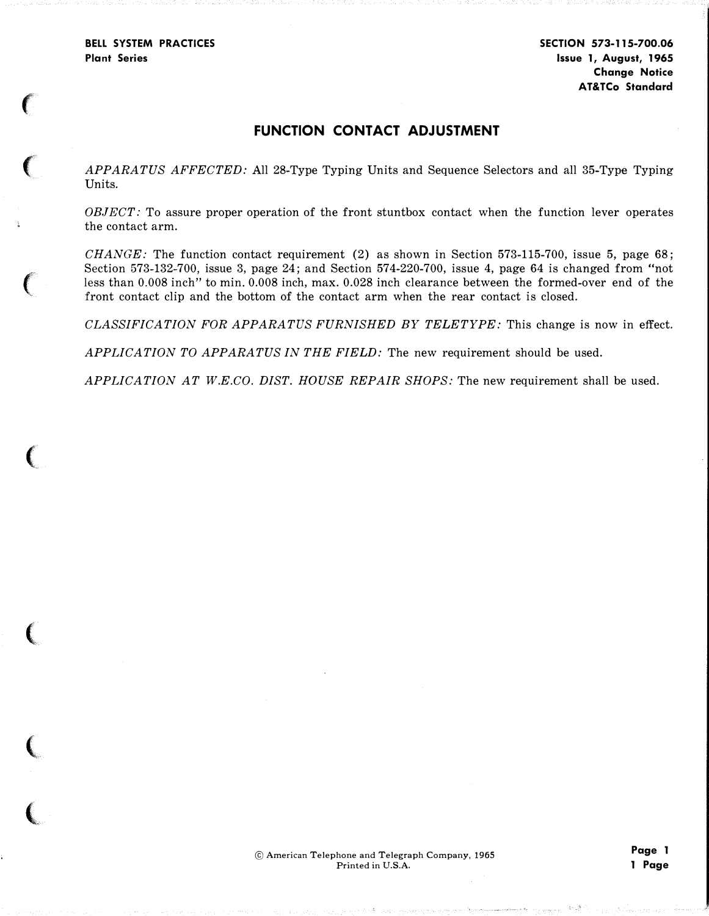BELL SYSTEM PRACTICES
Plant Series

SECTION 573-115-700.06
Issue 1, August, 1965
Change Notice
AT&TCo Standard

# FUNCTION CONTACT ADJUSTMENT

*APPARATUS AFFECTED:* All 28-Type Typing Units and Sequence Selectors and all 35-Type Typing Units.

*OBJECT:* To assure proper operation of the front stuntbox contact when the function lever operates the contact arm.

*CHANGE:* The function contact requirement (2) as shown in Section 573-115-700, issue 5, page 68; Section 573-132-700, issue 3, page 24; and Section 574-220-700, issue 4, page 64 is changed from "not less than 0.008 inch" to min. 0.008 inch, max. 0.028 inch clearance between the formed-over end of the front contact clip and the bottom of the contact arm when the rear contact is closed.

*CLASSIFICATION FOR APPARATUS FURNISHED BY TELETYPE:* This change is now in effect.

*APPLICATION TO APPARATUS IN THE FIELD:* The new requirement should be used.

*APPLICATION AT W.E.CO. DIST. HOUSE REPAIR SHOPS:* The new requirement shall be used.

© American Telephone and Telegraph Company, 1965
Printed in U.S.A.